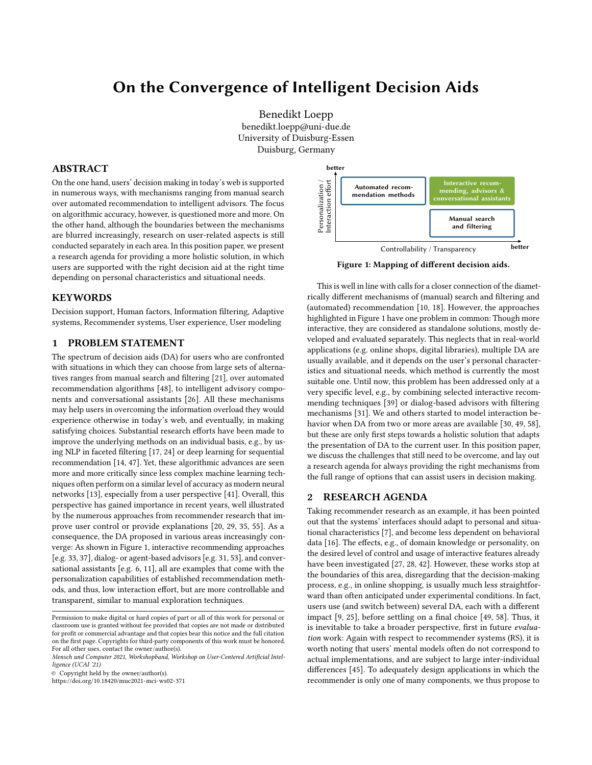# On the Convergence of Intelligent Decision Aids

Benedikt Loepp
benedikt.loepp@uni-due.de
University of Duisburg-Essen
Duisburg, Germany

## ABSTRACT

On the one hand, users' decision making in today's web is supported in numerous ways, with mechanisms ranging from manual search over automated recommendation to intelligent advisors. The focus on algorithmic accuracy, however, is questioned more and more. On the other hand, although the boundaries between the mechanisms are blurred increasingly, research on user-related aspects is still conducted separately in each area. In this position paper, we present a research agenda for providing a more holistic solution, in which users are supported with the right decision aid at the right time depending on personal characteristics and situational needs.

## KEYWORDS

Decision support, Human factors, Information filtering, Adaptive systems, Recommender systems, User experience, User modeling

## 1 PROBLEM STATEMENT

The spectrum of decision aids (DA) for users who are confronted with situations in which they can choose from large sets of alternatives ranges from manual search and filtering [21], over automated recommendation algorithms [48], to intelligent advisory components and conversational assistants [26]. All these mechanisms may help users in overcoming the information overload they would experience otherwise in today's web, and eventually, in making satisfying choices. Substantial research efforts have been made to improve the underlying methods on an individual basis, e.g., by using NLP in faceted filtering [17, 24] or deep learning for sequential recommendation [14, 47]. Yet, these algorithmic advances are seen more and more critically since less complex machine learning techniques often perform on a similar level of accuracy as modern neural networks [13], especially from a user perspective [41]. Overall, this perspective has gained importance in recent years, well illustrated by the numerous approaches from recommender research that improve user control or provide explanations [20, 29, 35, 55]. As a consequence, the DA proposed in various areas increasingly converge: As shown in Figure 1, interactive recommending approaches [e.g. 33, 37], dialog- or agent-based advisors [e.g. 31, 53], and conversational assistants [e.g. 6, 11], all are examples that come with the personalization capabilities of established recommendation methods, and thus, low interaction effort, but are more controllable and transparent, similar to manual exploration techniques.

better
Personalization / Interaction effort
Automated recommendation methods
Interactive recommending, advisors & conversational assistants
Manual search and filtering
Controllability / Transparency
better

Figure 1: Mapping of different decision aids.

This is well in line with calls for a closer connection of the diametrically different mechanisms of (manual) search and filtering and (automated) recommendation [10, 18]. However, the approaches highlighted in Figure 1 have one problem in common: Though more interactive, they are considered as standalone solutions, mostly developed and evaluated separately. This neglects that in real-world applications (e.g. online shops, digital libraries), multiple DA are usually available, and it depends on the user's personal characteristics and situational needs, which method is currently the most suitable one. Until now, this problem has been addressed only at a very specific level, e.g., by combining selected interactive recommending techniques [39] or dialog-based advisors with filtering mechanisms [31]. We and others started to model interaction behavior when DA from two or more areas are available [30, 49, 58], but these are only first steps towards a holistic solution that adapts the presentation of DA to the current user. In this position paper, we discuss the challenges that still need to be overcome, and lay out a research agenda for always providing the right mechanisms from the full range of options that can assist users in decision making.

## 2 RESEARCH AGENDA

Taking recommender research as an example, it has been pointed out that the systems' interfaces should adapt to personal and situational characteristics [7], and become less dependent on behavioral data [16]. The effects, e.g., of domain knowledge or personality, on the desired level of control and usage of interactive features already have been investigated [27, 28, 42]. However, these works stop at the boundaries of this area, disregarding that the decision-making process, e.g., in online shopping, is usually much less straightforward than often anticipated under experimental conditions. In fact, users use (and switch between) several DA, each with a different impact [9, 25], before settling on a final choice [49, 58]. Thus, it is inevitable to take a broader perspective, first in future *evaluation* work: Again with respect to recommender systems (RS), it is worth noting that users' mental models often do not correspond to actual implementations, and are subject to large inter-individual differences [45]. To adequately design applications in which the recommender is only one of many components, we thus propose to

Permission to make digital or hard copies of part or all of this work for personal or classroom use is granted without fee provided that copies are not made or distributed for profit or commercial advantage and that copies bear this notice and the full citation on the first page. Copyrights for third-party components of this work must be honored. For all other uses, contact the owner/author(s).
*Mensch und Computer 2021, Workshopband, Workshop on User-Centered Artificial Intelligence (UCAI '21)*
© Copyright held by the owner/author(s).
https://doi.org/10.18420/muc2021-mci-ws02-371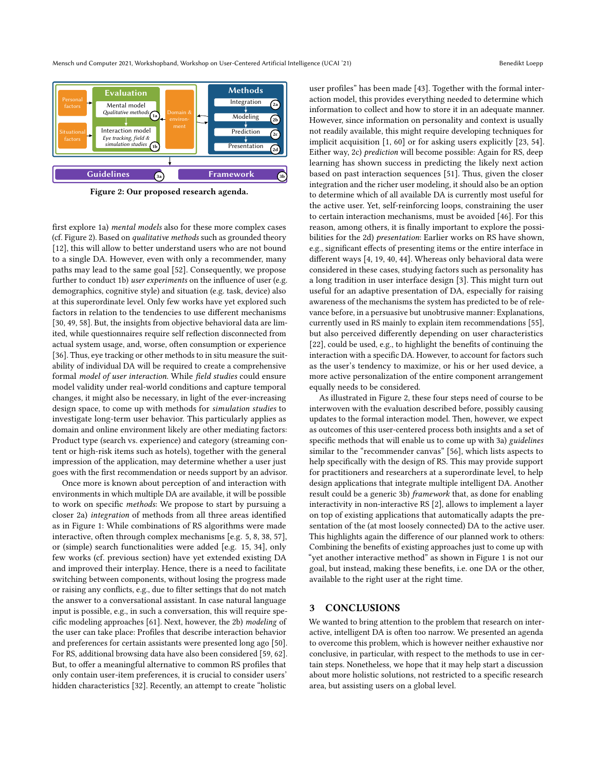Personal factors

Situational factors

Evaluation

Mental model
*Qualitative methods* 1a

Interaction model
*Eye tracking, field & simulation studies* 1b

Domain & environment

Methods

Integration 2a

Modeling 2b

Prediction 2c

Presentation 2d

Guidelines 3a

Framework 3b

**Figure 2: Our proposed research agenda.**

first explore 1a) *mental models* also for these more complex cases (cf. Figure 2). Based on *qualitative methods* such as grounded theory [12], this will allow to better understand users who are not bound to a single DA. However, even with only a recommender, many paths may lead to the same goal [52]. Consequently, we propose further to conduct 1b) *user experiments* on the influence of user (e.g. demographics, cognitive style) and situation (e.g. task, device) also at this superordinate level. Only few works have yet explored such factors in relation to the tendencies to use different mechanisms [30, 49, 58]. But, the insights from objective behavioral data are limited, while questionnaires require self reflection disconnected from actual system usage, and, worse, often consumption or experience [36]. Thus, eye tracking or other methods to in situ measure the suitability of individual DA will be required to create a comprehensive formal *model of user interaction*. While *field studies* could ensure model validity under real-world conditions and capture temporal changes, it might also be necessary, in light of the ever-increasing design space, to come up with methods for *simulation studies* to investigate long-term user behavior. This particularly applies as domain and online environment likely are other mediating factors: Product type (search vs. experience) and category (streaming content or high-risk items such as hotels), together with the general impression of the application, may determine whether a user just goes with the first recommendation or needs support by an advisor.

Once more is known about perception of and interaction with environments in which multiple DA are available, it will be possible to work on specific *methods*: We propose to start by pursuing a closer 2a) *integration* of methods from all three areas identified as in Figure 1: While combinations of RS algorithms were made interactive, often through complex mechanisms [e.g. 5, 8, 38, 57], or (simple) search functionalities were added [e.g. 15, 34], only few works (cf. previous section) have yet extended existing DA and improved their interplay. Hence, there is a need to facilitate switching between components, without losing the progress made or raising any conflicts, e.g., due to filter settings that do not match the answer to a conversational assistant. In case natural language input is possible, e.g., in such a conversation, this will require specific modeling approaches [61]. Next, however, the 2b) *modeling* of the user can take place: Profiles that describe interaction behavior and preferences for certain assistants were presented long ago [50]. For RS, additional browsing data have also been considered [59, 62]. But, to offer a meaningful alternative to common RS profiles that only contain user-item preferences, it is crucial to consider users' hidden characteristics [32]. Recently, an attempt to create "holistic user profiles" has been made [43]. Together with the formal interaction model, this provides everything needed to determine which information to collect and how to store it in an adequate manner. However, since information on personality and context is usually not readily available, this might require developing techniques for implicit acquisition [1, 60] or for asking users explicitly [23, 54]. Either way, 2c) *prediction* will become possible: Again for RS, deep learning has shown success in predicting the likely next action based on past interaction sequences [51]. Thus, given the closer integration and the richer user modeling, it should also be an option to determine which of all available DA is currently most useful for the active user. Yet, self-reinforcing loops, constraining the user to certain interaction mechanisms, must be avoided [46]. For this reason, among others, it is finally important to explore the possibilities for the 2d) *presentation*: Earlier works on RS have shown, e.g., significant effects of presenting items or the entire interface in different ways [4, 19, 40, 44]. Whereas only behavioral data were considered in these cases, studying factors such as personality has a long tradition in user interface design [3]. This might turn out useful for an adaptive presentation of DA, especially for raising awareness of the mechanisms the system has predicted to be of relevance before, in a persuasive but unobtrusive manner: Explanations, currently used in RS mainly to explain item recommendations [55], but also perceived differently depending on user characteristics [22], could be used, e.g., to highlight the benefits of continuing the interaction with a specific DA. However, to account for factors such as the user's tendency to maximize, or his or her used device, a more active personalization of the entire component arrangement equally needs to be considered.

As illustrated in Figure 2, these four steps need of course to be interwoven with the evaluation described before, possibly causing updates to the formal interaction model. Then, however, we expect as outcomes of this user-centered process both insights and a set of specific methods that will enable us to come up with 3a) *guidelines* similar to the "recommender canvas" [56], which lists aspects to help specifically with the design of RS. This may provide support for practitioners and researchers at a superordinate level, to help design applications that integrate multiple intelligent DA. Another result could be a generic 3b) *framework* that, as done for enabling interactivity in non-interactive RS [2], allows to implement a layer on top of existing applications that automatically adapts the presentation of the (at most loosely connected) DA to the active user. This highlights again the difference of our planned work to others: Combining the benefits of existing approaches just to come up with "yet another interactive method" as shown in Figure 1 is not our goal, but instead, making these benefits, i.e. one DA or the other, available to the right user at the right time.

## 3 CONCLUSIONS

We wanted to bring attention to the problem that research on interactive, intelligent DA is often too narrow. We presented an agenda to overcome this problem, which is however neither exhaustive nor conclusive, in particular, with respect to the methods to use in certain steps. Nonetheless, we hope that it may help start a discussion about more holistic solutions, not restricted to a specific research area, but assisting users on a global level.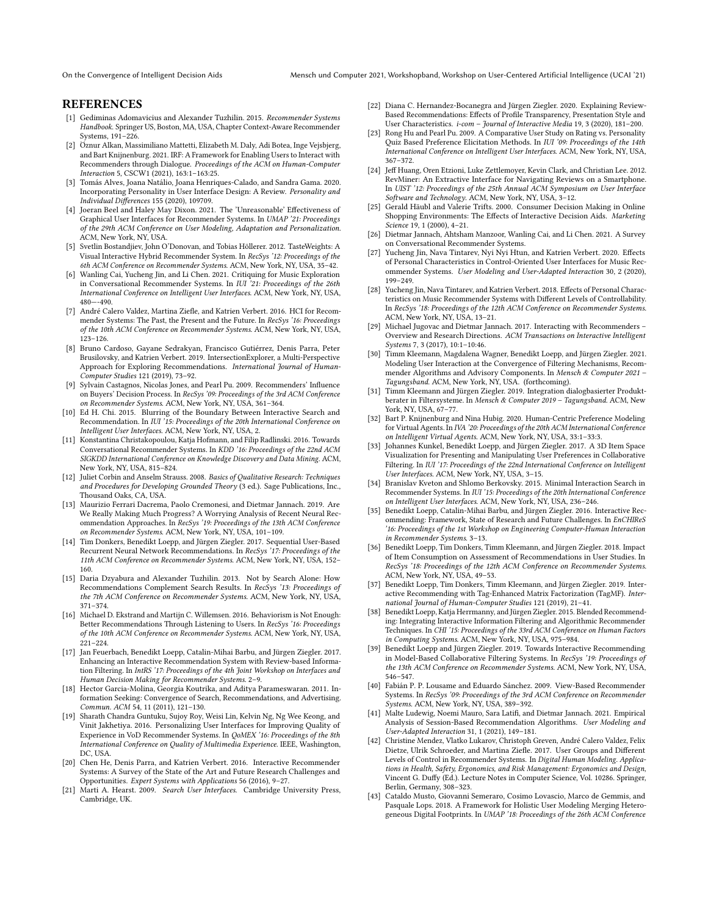## REFERENCES

[1] Gediminas Adomavicius and Alexander Tuzhilin. 2015. *Recommender Systems Handbook*. Springer US, Boston, MA, USA, Chapter Context-Aware Recommender Systems, 191–226.

[2] Öznur Alkan, Massimiliano Mattetti, Elizabeth M. Daly, Adi Botea, Inge Vejsbjerg, and Bart Knijnenburg. 2021. IRF: A Framework for Enabling Users to Interact with Recommenders through Dialogue. *Proceedings of the ACM on Human-Computer Interaction* 5, CSCW1 (2021), 163:1–163:25.

[3] Tomás Alves, Joana Natálio, Joana Henriques-Calado, and Sandra Gama. 2020. Incorporating Personality in User Interface Design: A Review. *Personality and Individual Differences* 155 (2020), 109709.

[4] Joeran Beel and Haley May Dixon. 2021. The 'Unreasonable' Effectiveness of Graphical User Interfaces for Recommender Systems. In *UMAP '21: Proceedings of the 29th ACM Conference on User Modeling, Adaptation and Personalization*. ACM, New York, NY, USA.

[5] Svetlin Bostandjiev, John O'Donovan, and Tobias Höllerer. 2012. TasteWeights: A Visual Interactive Hybrid Recommender System. In *RecSys '12: Proceedings of the 6th ACM Conference on Recommender Systems*. ACM, New York, NY, USA, 35–42.

[6] Wanling Cai, Yucheng Jin, and Li Chen. 2021. Critiquing for Music Exploration in Conversational Recommender Systems. In *IUI '21: Proceedings of the 26th International Conference on Intelligent User Interfaces*. ACM, New York, NY, USA, 480—-490.

[7] André Calero Valdez, Martina Ziefle, and Katrien Verbert. 2016. HCI for Recommender Systems: The Past, the Present and the Future. In *RecSys '16: Proceedings of the 10th ACM Conference on Recommender Systems*. ACM, New York, NY, USA, 123–126.

[8] Bruno Cardoso, Gayane Sedrakyan, Francisco Gutiérrez, Denis Parra, Peter Brusilovsky, and Katrien Verbert. 2019. IntersectionExplorer, a Multi-Perspective Approach for Exploring Recommendations. *International Journal of Human-Computer Studies* 121 (2019), 73–92.

[9] Sylvain Castagnos, Nicolas Jones, and Pearl Pu. 2009. Recommenders' Influence on Buyers' Decision Process. In *RecSys '09: Proceedings of the 3rd ACM Conference on Recommender Systems*. ACM, New York, NY, USA, 361–364.

[10] Ed H. Chi. 2015. Blurring of the Boundary Between Interactive Search and Recommendation. In *IUI '15: Proceedings of the 20th International Conference on Intelligent User Interfaces*. ACM, New York, NY, USA, 2.

[11] Konstantina Christakopoulou, Katja Hofmann, and Filip Radlinski. 2016. Towards Conversational Recommender Systems. In *KDD '16: Proceedings of the 22nd ACM SIGKDD International Conference on Knowledge Discovery and Data Mining*. ACM, New York, NY, USA, 815–824.

[12] Juliet Corbin and Anselm Strauss. 2008. *Basics of Qualitative Research: Techniques and Procedures for Developing Grounded Theory* (3 ed.). Sage Publications, Inc., Thousand Oaks, CA, USA.

[13] Maurizio Ferrari Dacrema, Paolo Cremonesi, and Dietmar Jannach. 2019. Are We Really Making Much Progress? A Worrying Analysis of Recent Neural Recommendation Approaches. In *RecSys '19: Proceedings of the 13th ACM Conference on Recommender Systems*. ACM, New York, NY, USA, 101–109.

[14] Tim Donkers, Benedikt Loepp, and Jürgen Ziegler. 2017. Sequential User-Based Recurrent Neural Network Recommendations. In *RecSys '17: Proceedings of the 11th ACM Conference on Recommender Systems*. ACM, New York, NY, USA, 152–160.

[15] Daria Dzyabura and Alexander Tuzhilin. 2013. Not by Search Alone: How Recommendations Complement Search Results. In *RecSys '13: Proceedings of the 7th ACM Conference on Recommender Systems*. ACM, New York, NY, USA, 371–374.

[16] Michael D. Ekstrand and Martijn C. Willemsen. 2016. Behaviorism is Not Enough: Better Recommendations Through Listening to Users. In *RecSys '16: Proceedings of the 10th ACM Conference on Recommender Systems*. ACM, New York, NY, USA, 221–224.

[17] Jan Feuerbach, Benedikt Loepp, Catalin-Mihai Barbu, and Jürgen Ziegler. 2017. Enhancing an Interactive Recommendation System with Review-based Information Filtering. In *IntRS '17: Proceedings of the 4th Joint Workshop on Interfaces and Human Decision Making for Recommender Systems*. 2–9.

[18] Hector Garcia-Molina, Georgia Koutrika, and Aditya Parameswaran. 2011. Information Seeking: Convergence of Search, Recommendations, and Advertising. *Commun. ACM* 54, 11 (2011), 121–130.

[19] Sharath Chandra Guntuku, Sujoy Roy, Weisi Lin, Kelvin Ng, Ng Wee Keong, and Vinit Jakhetiya. 2016. Personalizing User Interfaces for Improving Quality of Experience in VoD Recommender Systems. In *QoMEX '16: Proceedings of the 8th International Conference on Quality of Multimedia Experience*. IEEE, Washington, DC, USA.

[20] Chen He, Denis Parra, and Katrien Verbert. 2016. Interactive Recommender Systems: A Survey of the State of the Art and Future Research Challenges and Opportunities. *Expert Systems with Applications* 56 (2016), 9–27.

[21] Marti A. Hearst. 2009. *Search User Interfaces*. Cambridge University Press, Cambridge, UK.

[22] Diana C. Hernandez-Bocanegra and Jürgen Ziegler. 2020. Explaining Review-Based Recommendations: Effects of Profile Transparency, Presentation Style and User Characteristics. *i-com – Journal of Interactive Media* 19, 3 (2020), 181–200.

[23] Rong Hu and Pearl Pu. 2009. A Comparative User Study on Rating vs. Personality Quiz Based Preference Elicitation Methods. In *IUI '09: Proceedings of the 14th International Conference on Intelligent User Interfaces*. ACM, New York, NY, USA, 367–372.

[24] Jeff Huang, Oren Etzioni, Luke Zettlemoyer, Kevin Clark, and Christian Lee. 2012. RevMiner: An Extractive Interface for Navigating Reviews on a Smartphone. In *UIST '12: Proceedings of the 25th Annual ACM Symposium on User Interface Software and Technology*. ACM, New York, NY, USA, 3–12.

[25] Gerald Häubl and Valerie Trifts. 2000. Consumer Decision Making in Online Shopping Environments: The Effects of Interactive Decision Aids. *Marketing Science* 19, 1 (2000), 4–21.

[26] Dietmar Jannach, Ahtsham Manzoor, Wanling Cai, and Li Chen. 2021. A Survey on Conversational Recommender Systems.

[27] Yucheng Jin, Nava Tintarev, Nyi Nyi Htun, and Katrien Verbert. 2020. Effects of Personal Characteristics in Control-Oriented User Interfaces for Music Recommender Systems. *User Modeling and User-Adapted Interaction* 30, 2 (2020), 199–249.

[28] Yucheng Jin, Nava Tintarev, and Katrien Verbert. 2018. Effects of Personal Characteristics on Music Recommender Systems with Different Levels of Controllability. In *RecSys '18: Proceedings of the 12th ACM Conference on Recommender Systems*. ACM, New York, NY, USA, 13–21.

[29] Michael Jugovac and Dietmar Jannach. 2017. Interacting with Recommenders – Overview and Research Directions. *ACM Transactions on Interactive Intelligent Systems* 7, 3 (2017), 10:1–10:46.

[30] Timm Kleemann, Magdalena Wagner, Benedikt Loepp, and Jürgen Ziegler. 2021. Modeling User Interaction at the Convergence of Filtering Mechanisms, Recommender Algorithms and Advisory Components. In *Mensch & Computer 2021 – Tagungsband*. ACM, New York, NY, USA. (forthcoming).

[31] Timm Kleemann and Jürgen Ziegler. 2019. Integration dialogbasierter Produktberater in Filtersysteme. In *Mensch & Computer 2019 – Tagungsband*. ACM, New York, NY, USA, 67–77.

[32] Bart P. Knijnenburg and Nina Hubig. 2020. Human-Centric Preference Modeling for Virtual Agents. In *IVA '20: Proceedings of the 20th ACM International Conference on Intelligent Virtual Agents*. ACM, New York, NY, USA, 33:1–33:3.

[33] Johannes Kunkel, Benedikt Loepp, and Jürgen Ziegler. 2017. A 3D Item Space Visualization for Presenting and Manipulating User Preferences in Collaborative Filtering. In *IUI '17: Proceedings of the 22nd International Conference on Intelligent User Interfaces*. ACM, New York, NY, USA, 3–15.

[34] Branislav Kveton and Shlomo Berkovsky. 2015. Minimal Interaction Search in Recommender Systems. In *IUI '15: Proceedings of the 20th International Conference on Intelligent User Interfaces*. ACM, New York, NY, USA, 236–246.

[35] Benedikt Loepp, Catalin-Mihai Barbu, and Jürgen Ziegler. 2016. Interactive Recommending: Framework, State of Research and Future Challenges. In *EnCHIReS '16: Proceedings of the 1st Workshop on Engineering Computer-Human Interaction in Recommender Systems*. 3–13.

[36] Benedikt Loepp, Tim Donkers, Timm Kleemann, and Jürgen Ziegler. 2018. Impact of Item Consumption on Assessment of Recommendations in User Studies. In *RecSys '18: Proceedings of the 12th ACM Conference on Recommender Systems*. ACM, New York, NY, USA, 49–53.

[37] Benedikt Loepp, Tim Donkers, Timm Kleemann, and Jürgen Ziegler. 2019. Interactive Recommending with Tag-Enhanced Matrix Factorization (TagMF). *International Journal of Human-Computer Studies* 121 (2019), 21–41.

[38] Benedikt Loepp, Katja Herrmanny, and Jürgen Ziegler. 2015. Blended Recommending: Integrating Interactive Information Filtering and Algorithmic Recommender Techniques. In *CHI '15: Proceedings of the 33rd ACM Conference on Human Factors in Computing Systems*. ACM, New York, NY, USA, 975–984.

[39] Benedikt Loepp and Jürgen Ziegler. 2019. Towards Interactive Recommending in Model-Based Collaborative Filtering Systems. In *RecSys '19: Proceedings of the 13th ACM Conference on Recommender Systems*. ACM, New York, NY, USA, 546–547.

[40] Fabián P. P. Lousame and Eduardo Sánchez. 2009. View-Based Recommender Systems. In *RecSys '09: Proceedings of the 3rd ACM Conference on Recommender Systems*. ACM, New York, NY, USA, 389–392.

[41] Malte Ludewig, Noemi Mauro, Sara Latifi, and Dietmar Jannach. 2021. Empirical Analysis of Session-Based Recommendation Algorithms. *User Modeling and User-Adapted Interaction* 31, 1 (2021), 149–181.

[42] Christine Mendez, Vlatko Lukarov, Christoph Greven, André Calero Valdez, Felix Dietze, Ulrik Schroeder, and Martina Ziefle. 2017. User Groups and Different Levels of Control in Recommender Systems. In *Digital Human Modeling. Applications in Health, Safety, Ergonomics, and Risk Management: Ergonomics and Design*, Vincent G. Duffy (Ed.). Lecture Notes in Computer Science, Vol. 10286. Springer, Berlin, Germany, 308–323.

[43] Cataldo Musto, Giovanni Semeraro, Cosimo Lovascio, Marco de Gemmis, and Pasquale Lops. 2018. A Framework for Holistic User Modeling Merging Heterogeneous Digital Footprints. In *UMAP '18: Proceedings of the 26th ACM Conference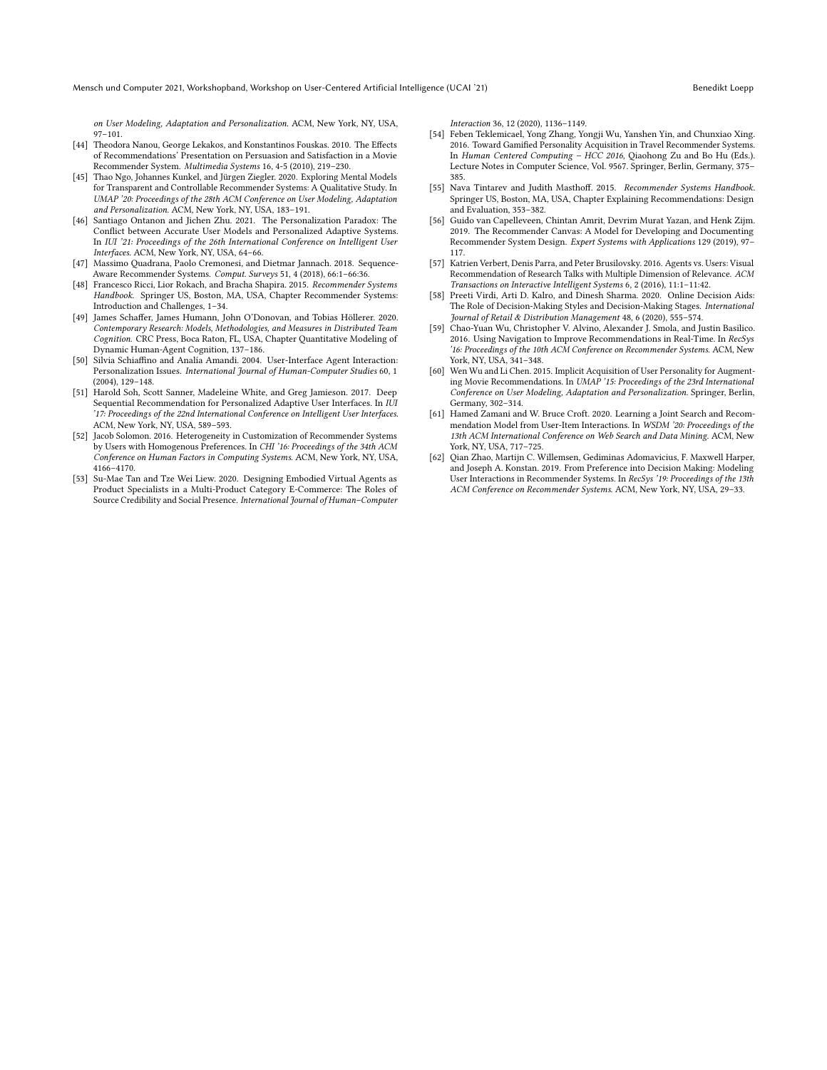on User Modeling, Adaptation and Personalization*. ACM, New York, NY, USA, 97–101.

[44] Theodora Nanou, George Lekakos, and Konstantinos Fouskas. 2010. The Effects of Recommendations' Presentation on Persuasion and Satisfaction in a Movie Recommender System. *Multimedia Systems* 16, 4-5 (2010), 219–230.

[45] Thao Ngo, Johannes Kunkel, and Jürgen Ziegler. 2020. Exploring Mental Models for Transparent and Controllable Recommender Systems: A Qualitative Study. In *UMAP '20: Proceedings of the 28th ACM Conference on User Modeling, Adaptation and Personalization*. ACM, New York, NY, USA, 183–191.

[46] Santiago Ontanon and Jichen Zhu. 2021. The Personalization Paradox: The Conflict between Accurate User Models and Personalized Adaptive Systems. In *IUI '21: Proceedings of the 26th International Conference on Intelligent User Interfaces*. ACM, New York, NY, USA, 64–66.

[47] Massimo Quadrana, Paolo Cremonesi, and Dietmar Jannach. 2018. Sequence-Aware Recommender Systems. *Comput. Surveys* 51, 4 (2018), 66:1–66:36.

[48] Francesco Ricci, Lior Rokach, and Bracha Shapira. 2015. *Recommender Systems Handbook*. Springer US, Boston, MA, USA, Chapter Recommender Systems: Introduction and Challenges, 1–34.

[49] James Schaffer, James Humann, John O'Donovan, and Tobias Höllerer. 2020. *Contemporary Research: Models, Methodologies, and Measures in Distributed Team Cognition*. CRC Press, Boca Raton, FL, USA, Chapter Quantitative Modeling of Dynamic Human-Agent Cognition, 137–186.

[50] Silvia Schiaffino and Analía Amandi. 2004. User-Interface Agent Interaction: Personalization Issues. *International Journal of Human-Computer Studies* 60, 1 (2004), 129–148.

[51] Harold Soh, Scott Sanner, Madeleine White, and Greg Jamieson. 2017. Deep Sequential Recommendation for Personalized Adaptive User Interfaces. In *IUI '17: Proceedings of the 22nd International Conference on Intelligent User Interfaces*. ACM, New York, NY, USA, 589–593.

[52] Jacob Solomon. 2016. Heterogeneity in Customization of Recommender Systems by Users with Homogenous Preferences. In *CHI '16: Proceedings of the 34th ACM Conference on Human Factors in Computing Systems*. ACM, New York, NY, USA, 4166–4170.

[53] Su-Mae Tan and Tze Wei Liew. 2020. Designing Embodied Virtual Agents as Product Specialists in a Multi-Product Category E-Commerce: The Roles of Source Credibility and Social Presence. *International Journal of Human–Computer Interaction* 36, 12 (2020), 1136–1149.

[54] Feben Teklemicael, Yong Zhang, Yongji Wu, Yanshen Yin, and Chunxiao Xing. 2016. Toward Gamified Personality Acquisition in Travel Recommender Systems. In *Human Centered Computing – HCC 2016*, Qiaohong Zu and Bo Hu (Eds.). Lecture Notes in Computer Science, Vol. 9567. Springer, Berlin, Germany, 375–385.

[55] Nava Tintarev and Judith Masthoff. 2015. *Recommender Systems Handbook*. Springer US, Boston, MA, USA, Chapter Explaining Recommendations: Design and Evaluation, 353–382.

[56] Guido van Capelleveen, Chintan Amrit, Devrim Murat Yazan, and Henk Zijm. 2019. The Recommender Canvas: A Model for Developing and Documenting Recommender System Design. *Expert Systems with Applications* 129 (2019), 97–117.

[57] Katrien Verbert, Denis Parra, and Peter Brusilovsky. 2016. Agents vs. Users: Visual Recommendation of Research Talks with Multiple Dimension of Relevance. *ACM Transactions on Interactive Intelligent Systems* 6, 2 (2016), 11:1–11:42.

[58] Preeti Virdi, Arti D. Kalro, and Dinesh Sharma. 2020. Online Decision Aids: The Role of Decision-Making Styles and Decision-Making Stages. *International Journal of Retail & Distribution Management* 48, 6 (2020), 555–574.

[59] Chao-Yuan Wu, Christopher V. Alvino, Alexander J. Smola, and Justin Basilico. 2016. Using Navigation to Improve Recommendations in Real-Time. In *RecSys '16: Proceedings of the 10th ACM Conference on Recommender Systems*. ACM, New York, NY, USA, 341–348.

[60] Wen Wu and Li Chen. 2015. Implicit Acquisition of User Personality for Augmenting Movie Recommendations. In *UMAP '15: Proceedings of the 23rd International Conference on User Modeling, Adaptation and Personalization*. Springer, Berlin, Germany, 302–314.

[61] Hamed Zamani and W. Bruce Croft. 2020. Learning a Joint Search and Recommendation Model from User-Item Interactions. In *WSDM '20: Proceedings of the 13th ACM International Conference on Web Search and Data Mining*. ACM, New York, NY, USA, 717–725.

[62] Qian Zhao, Martijn C. Willemsen, Gediminas Adomavicius, F. Maxwell Harper, and Joseph A. Konstan. 2019. From Preference into Decision Making: Modeling User Interactions in Recommender Systems. In *RecSys '19: Proceedings of the 13th ACM Conference on Recommender Systems*. ACM, New York, NY, USA, 29–33.